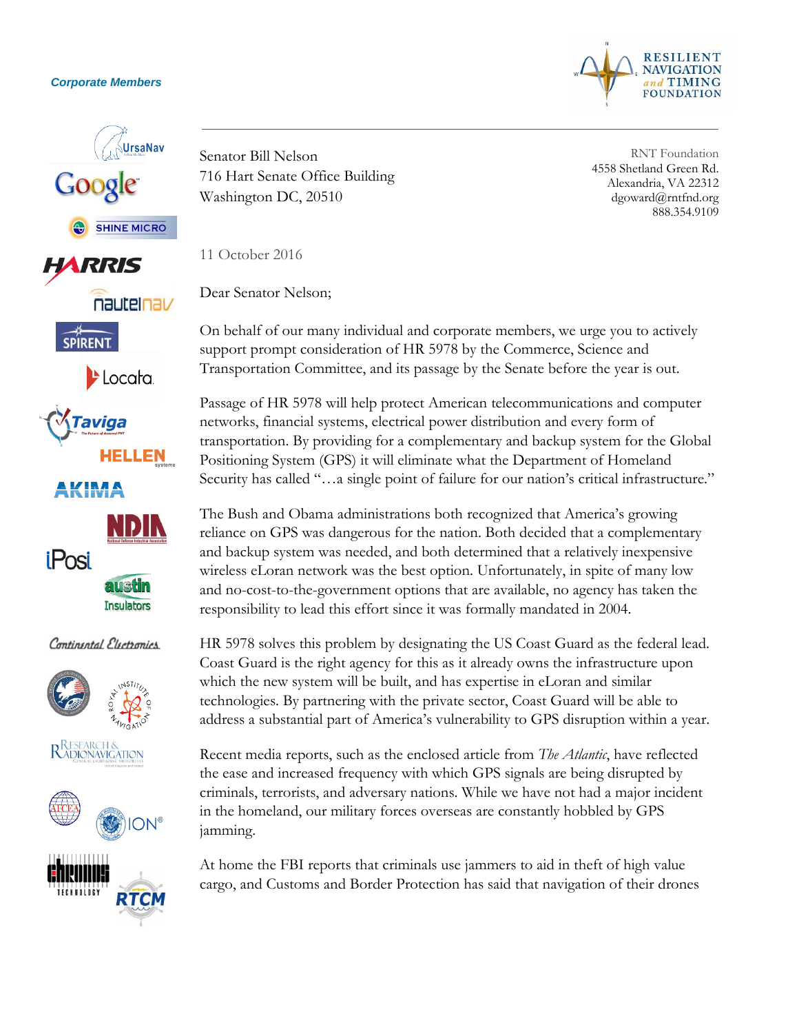Corporate Members

UrsaNav
Google
SHINE MICRO
HARRIS
nautelnav
SPIRENT
Locata
Taviga
HELLEN systems
AKIMA
NDIA
iPosi
austin Insulators
Continental Electronics
Royal Institute of Navigation
Research & Radionavigation
AFCEA
ION
chronos TECHNOLOGY
RTCM

RESILIENT NAVIGATION and TIMING FOUNDATION

---

Senator Bill Nelson
716 Hart Senate Office Building
Washington DC, 20510

RNT Foundation
4558 Shetland Green Rd.
Alexandria, VA 22312
dgoward@rntfnd.org
888.354.9109

11 October 2016

Dear Senator Nelson;

On behalf of our many individual and corporate members, we urge you to actively support prompt consideration of HR 5978 by the Commerce, Science and Transportation Committee, and its passage by the Senate before the year is out.

Passage of HR 5978 will help protect American telecommunications and computer networks, financial systems, electrical power distribution and every form of transportation. By providing for a complementary and backup system for the Global Positioning System (GPS) it will eliminate what the Department of Homeland Security has called "…a single point of failure for our nation's critical infrastructure."

The Bush and Obama administrations both recognized that America's growing reliance on GPS was dangerous for the nation. Both decided that a complementary and backup system was needed, and both determined that a relatively inexpensive wireless eLoran network was the best option. Unfortunately, in spite of many low and no-cost-to-the-government options that are available, no agency has taken the responsibility to lead this effort since it was formally mandated in 2004.

HR 5978 solves this problem by designating the US Coast Guard as the federal lead. Coast Guard is the right agency for this as it already owns the infrastructure upon which the new system will be built, and has expertise in eLoran and similar technologies. By partnering with the private sector, Coast Guard will be able to address a substantial part of America's vulnerability to GPS disruption within a year.

Recent media reports, such as the enclosed article from *The Atlantic*, have reflected the ease and increased frequency with which GPS signals are being disrupted by criminals, terrorists, and adversary nations. While we have not had a major incident in the homeland, our military forces overseas are constantly hobbled by GPS jamming.

At home the FBI reports that criminals use jammers to aid in theft of high value cargo, and Customs and Border Protection has said that navigation of their drones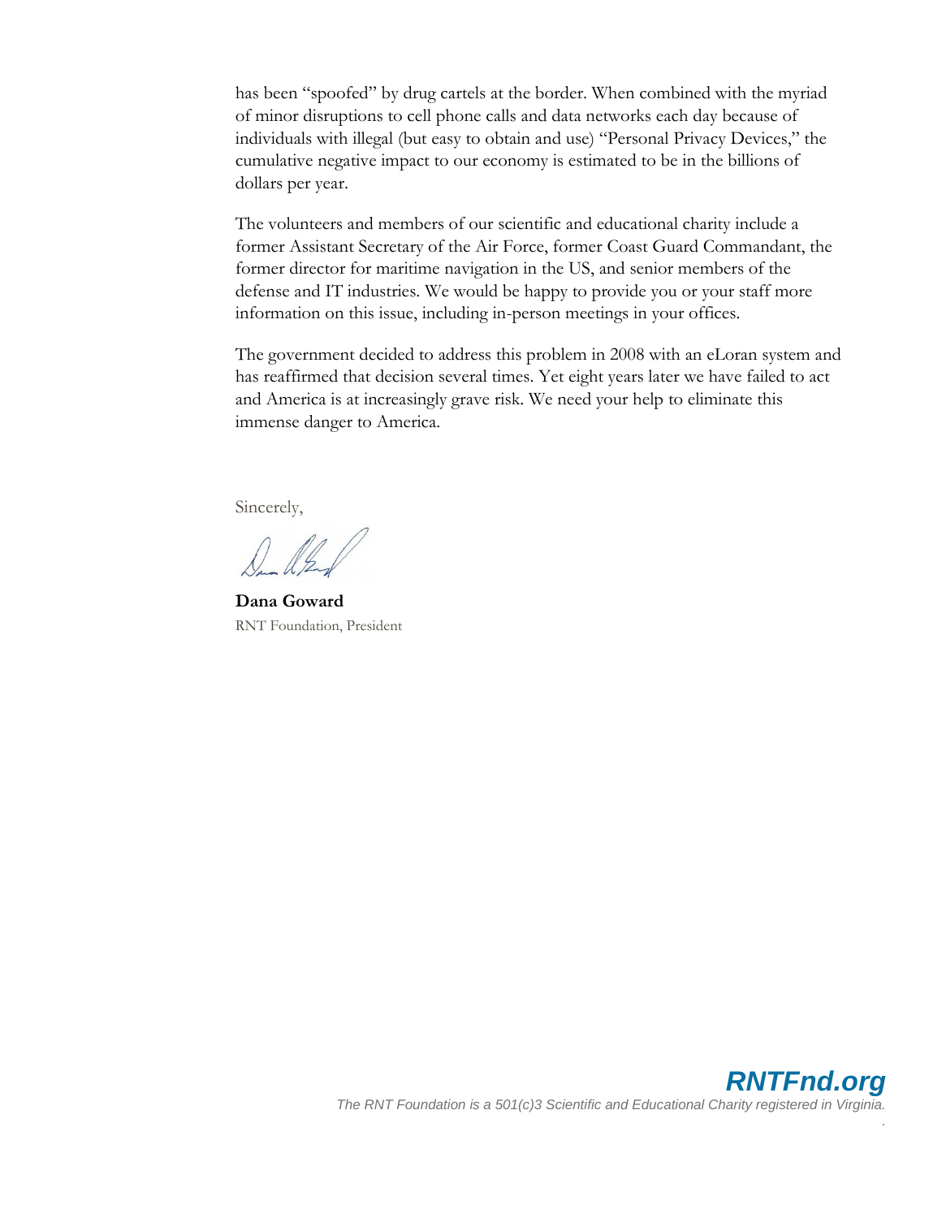has been "spoofed" by drug cartels at the border. When combined with the myriad of minor disruptions to cell phone calls and data networks each day because of individuals with illegal (but easy to obtain and use) "Personal Privacy Devices," the cumulative negative impact to our economy is estimated to be in the billions of dollars per year.

The volunteers and members of our scientific and educational charity include a former Assistant Secretary of the Air Force, former Coast Guard Commandant, the former director for maritime navigation in the US, and senior members of the defense and IT industries. We would be happy to provide you or your staff more information on this issue, including in-person meetings in your offices.

The government decided to address this problem in 2008 with an eLoran system and has reaffirmed that decision several times. Yet eight years later we have failed to act and America is at increasingly grave risk. We need your help to eliminate this immense danger to America.

Sincerely,

**Dana Goward**
RNT Foundation, President

***RNTFnd.org***
*The RNT Foundation is a 501(c)3 Scientific and Educational Charity registered in Virginia.*